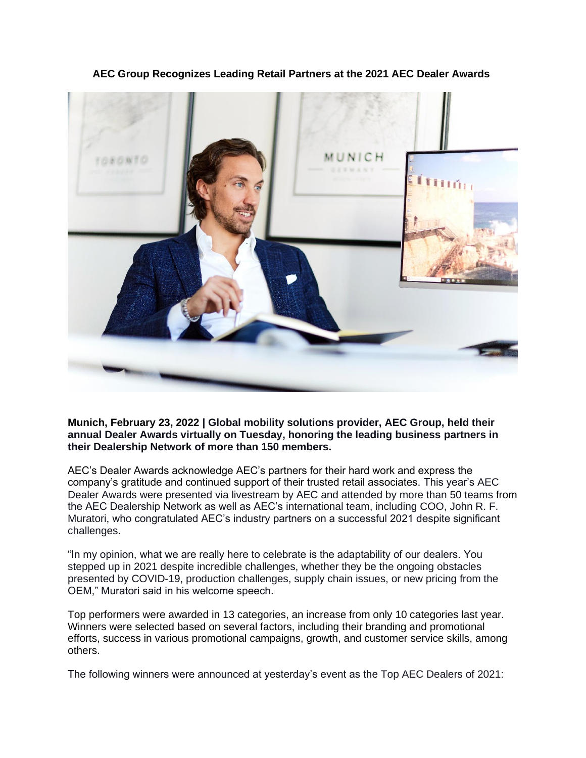**AEC Group Recognizes Leading Retail Partners at the 2021 AEC Dealer Awards**

**Munich, February 23, 2022 | Global mobility solutions provider, AEC Group, held their annual Dealer Awards virtually on Tuesday, honoring the leading business partners in their Dealership Network of more than 150 members.**

AEC's Dealer Awards acknowledge AEC's partners for their hard work and express the company's gratitude and continued support of their trusted retail associates. This year's AEC Dealer Awards were presented via livestream by AEC and attended by more than 50 teams from the AEC Dealership Network as well as AEC's international team, including COO, John R. F. Muratori, who congratulated AEC's industry partners on a successful 2021 despite significant challenges.

"In my opinion, what we are really here to celebrate is the adaptability of our dealers. You stepped up in 2021 despite incredible challenges, whether they be the ongoing obstacles presented by COVID-19, production challenges, supply chain issues, or new pricing from the OEM," Muratori said in his welcome speech.

Top performers were awarded in 13 categories, an increase from only 10 categories last year. Winners were selected based on several factors, including their branding and promotional efforts, success in various promotional campaigns, growth, and customer service skills, among others.

The following winners were announced at yesterday's event as the Top AEC Dealers of 2021: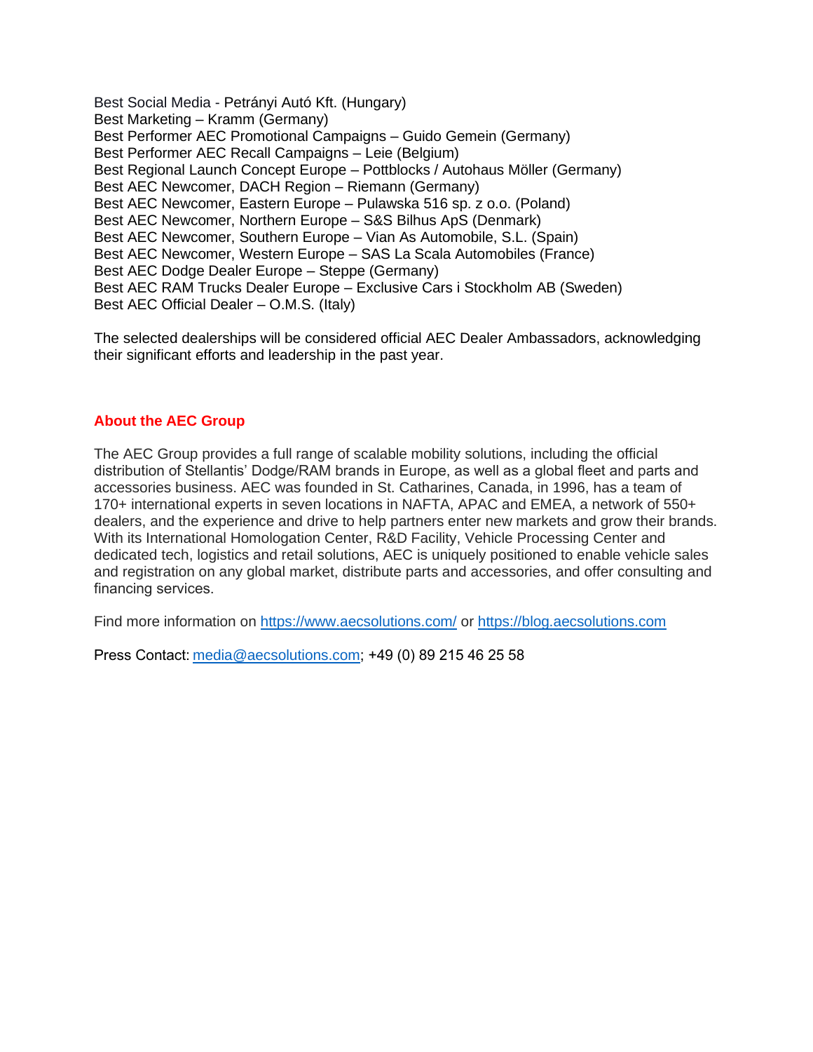Best Social Media - Petrányi Autó Kft. (Hungary)
Best Marketing – Kramm (Germany)
Best Performer AEC Promotional Campaigns – Guido Gemein (Germany)
Best Performer AEC Recall Campaigns – Leie (Belgium)
Best Regional Launch Concept Europe – Pottblocks / Autohaus Möller (Germany)
Best AEC Newcomer, DACH Region – Riemann (Germany)
Best AEC Newcomer, Eastern Europe – Pulawska 516 sp. z o.o. (Poland)
Best AEC Newcomer, Northern Europe – S&S Bilhus ApS (Denmark)
Best AEC Newcomer, Southern Europe – Vian As Automobile, S.L. (Spain)
Best AEC Newcomer, Western Europe – SAS La Scala Automobiles (France)
Best AEC Dodge Dealer Europe – Steppe (Germany)
Best AEC RAM Trucks Dealer Europe – Exclusive Cars i Stockholm AB (Sweden)
Best AEC Official Dealer – O.M.S. (Italy)

The selected dealerships will be considered official AEC Dealer Ambassadors, acknowledging their significant efforts and leadership in the past year.

## About the AEC Group

The AEC Group provides a full range of scalable mobility solutions, including the official distribution of Stellantis' Dodge/RAM brands in Europe, as well as a global fleet and parts and accessories business. AEC was founded in St. Catharines, Canada, in 1996, has a team of 170+ international experts in seven locations in NAFTA, APAC and EMEA, a network of 550+ dealers, and the experience and drive to help partners enter new markets and grow their brands. With its International Homologation Center, R&D Facility, Vehicle Processing Center and dedicated tech, logistics and retail solutions, AEC is uniquely positioned to enable vehicle sales and registration on any global market, distribute parts and accessories, and offer consulting and financing services.

Find more information on https://www.aecsolutions.com/ or https://blog.aecsolutions.com

Press Contact: media@aecsolutions.com; +49 (0) 89 215 46 25 58